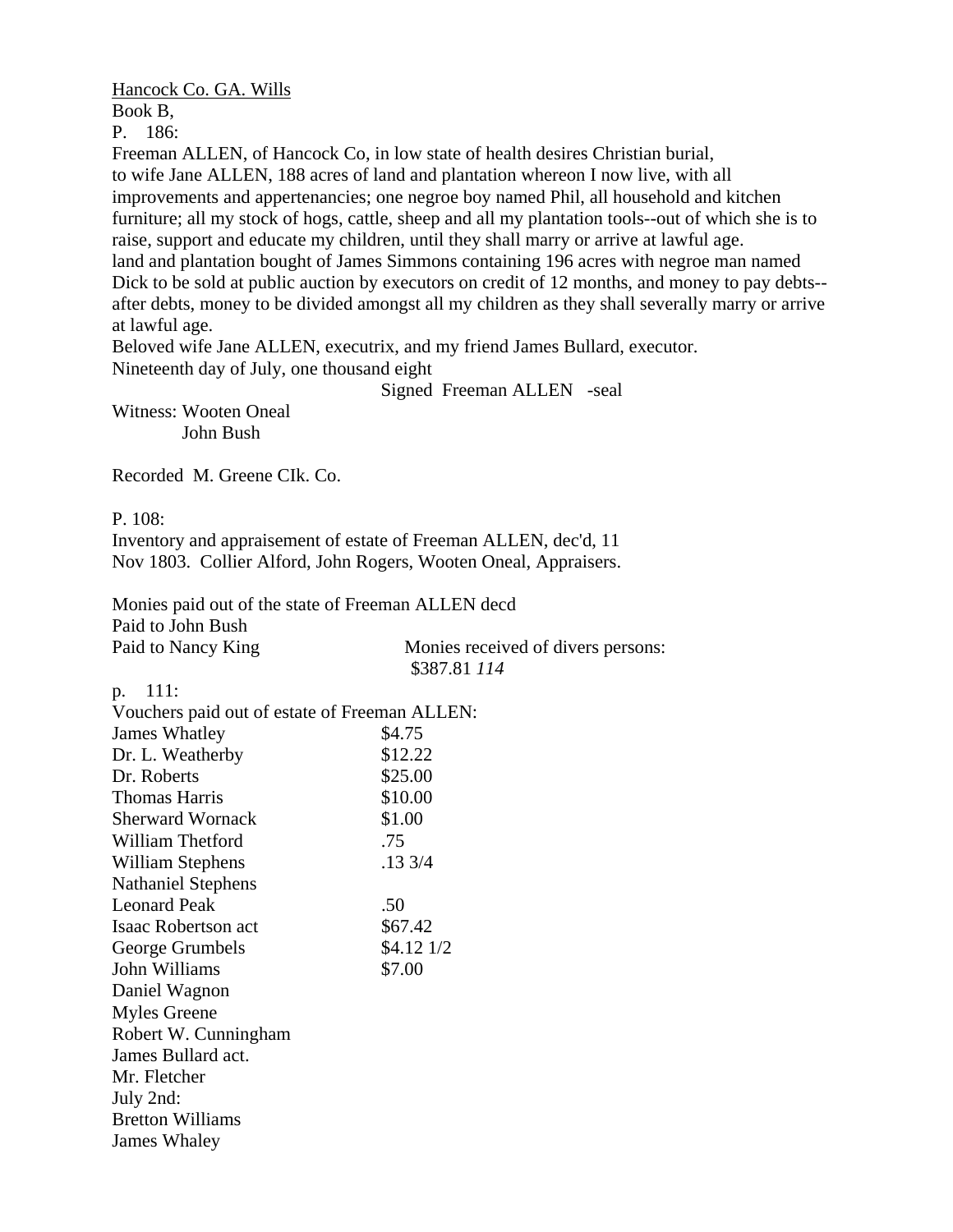<u>Hancock Co. GA. Wills</u>

Book B,

P. 186:

Freeman ALLEN, of Hancock Co, in low state of health desires Christian burial,
to wife Jane ALLEN, 188 acres of land and plantation whereon I now live, with all improvements and appertenancies; one negroe boy named Phil, all household and kitchen furniture; all my stock of hogs, cattle, sheep and all my plantation tools--out of which she is to raise, support and educate my children, until they shall marry or arrive at lawful age.
land and plantation bought of James Simmons containing 196 acres with negroe man named Dick to be sold at public auction by executors on credit of 12 months, and money to pay debts--after debts, money to be divided amongst all my children as they shall severally marry or arrive at lawful age.
Beloved wife Jane ALLEN, executrix, and my friend James Bullard, executor.
Nineteenth day of July, one thousand eight

Signed Freeman ALLEN -seal

Witness: Wooten Oneal
John Bush

Recorded M. Greene CIk. Co.

P. 108:

Inventory and appraisement of estate of Freeman ALLEN, dec'd, 11 Nov 1803. Collier Alford, John Rogers, Wooten Oneal, Appraisers.

Monies paid out of the state of Freeman ALLEN decd
Paid to John Bush
Paid to Nancy King

Monies received of divers persons:
$387.81 *114*

p. 111:

Vouchers paid out of estate of Freeman ALLEN:

| | |
|---|---|
| James Whatley | $4.75 |
| Dr. L. Weatherby | $12.22 |
| Dr. Roberts | $25.00 |
| Thomas Harris | $10.00 |
| Sherward Wornack | $1.00 |
| William Thetford | .75 |
| William Stephens | .13 3/4 |
| Nathaniel Stephens | |
| Leonard Peak | .50 |
| Isaac Robertson act | $67.42 |
| George Grumbels | $4.12 1/2 |
| John Williams | $7.00 |
| Daniel Wagnon | |
| Myles Greene | |
| Robert W. Cunningham | |
| James Bullard act. | |
| Mr. Fletcher | |
| July 2nd: | |
| Bretton Williams | |
| James Whaley | |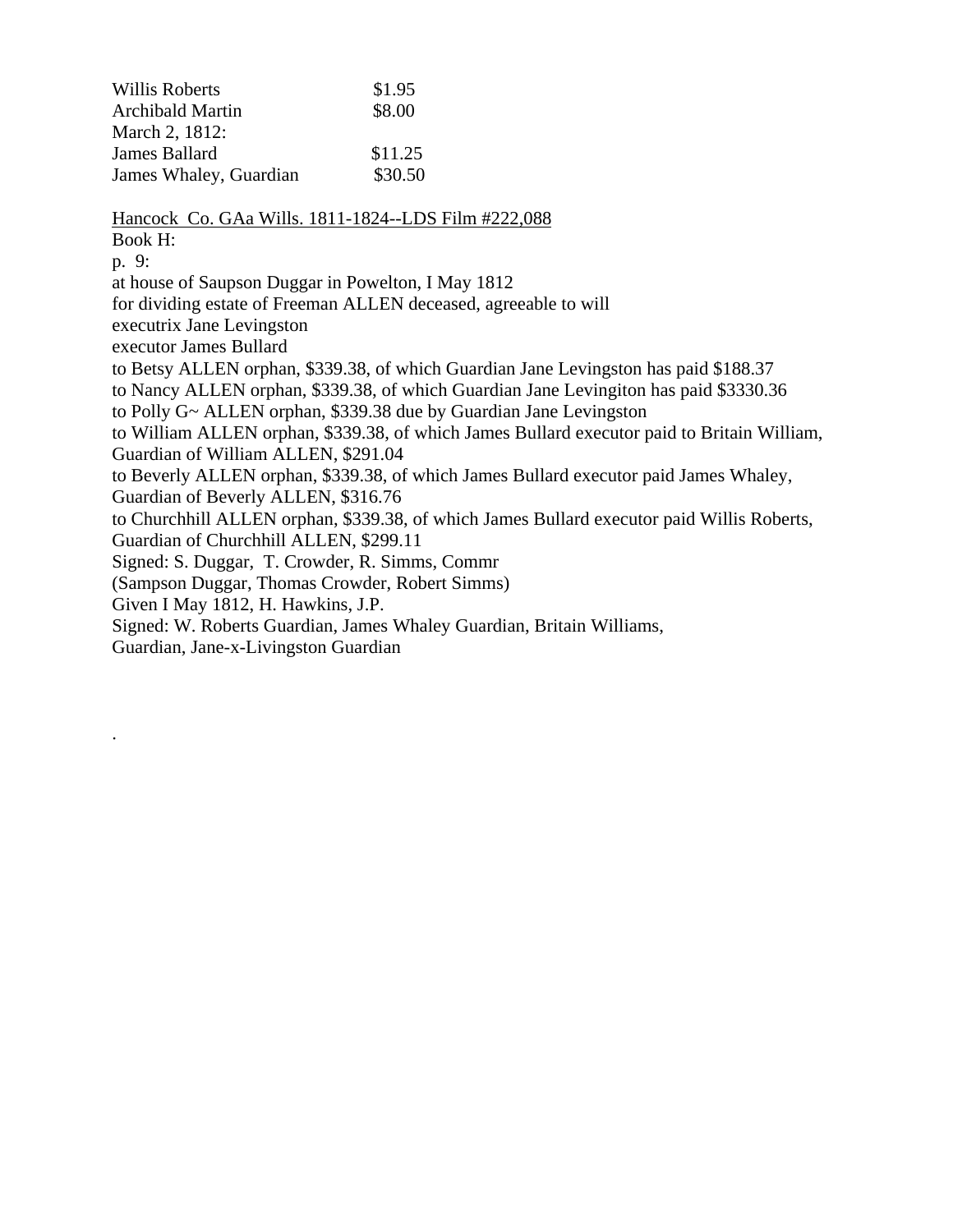| | |
|---|---|
| Willis Roberts | $1.95 |
| Archibald Martin | $8.00 |
| March 2, 1812: | |
| James Ballard | $11.25 |
| James Whaley, Guardian | $30.50 |

Hancock Co. GAa Wills. 1811-1824--LDS Film #222,088

Book H:

p. 9:

at house of Saupson Duggar in Powelton, I May 1812

for dividing estate of Freeman ALLEN deceased, agreeable to will

executrix Jane Levingston

executor James Bullard

to Betsy ALLEN orphan, $339.38, of which Guardian Jane Levingston has paid $188.37

to Nancy ALLEN orphan, $339.38, of which Guardian Jane Levingiton has paid $3330.36

to Polly G~ ALLEN orphan, $339.38 due by Guardian Jane Levingston

to William ALLEN orphan, $339.38, of which James Bullard executor paid to Britain William, Guardian of William ALLEN, $291.04

to Beverly ALLEN orphan, $339.38, of which James Bullard executor paid James Whaley, Guardian of Beverly ALLEN, $316.76

to Churchhill ALLEN orphan, $339.38, of which James Bullard executor paid Willis Roberts, Guardian of Churchhill ALLEN, $299.11

Signed: S. Duggar, T. Crowder, R. Simms, Commr

(Sampson Duggar, Thomas Crowder, Robert Simms)

Given I May 1812, H. Hawkins, J.P.

Signed: W. Roberts Guardian, James Whaley Guardian, Britain Williams, Guardian, Jane-x-Livingston Guardian

.